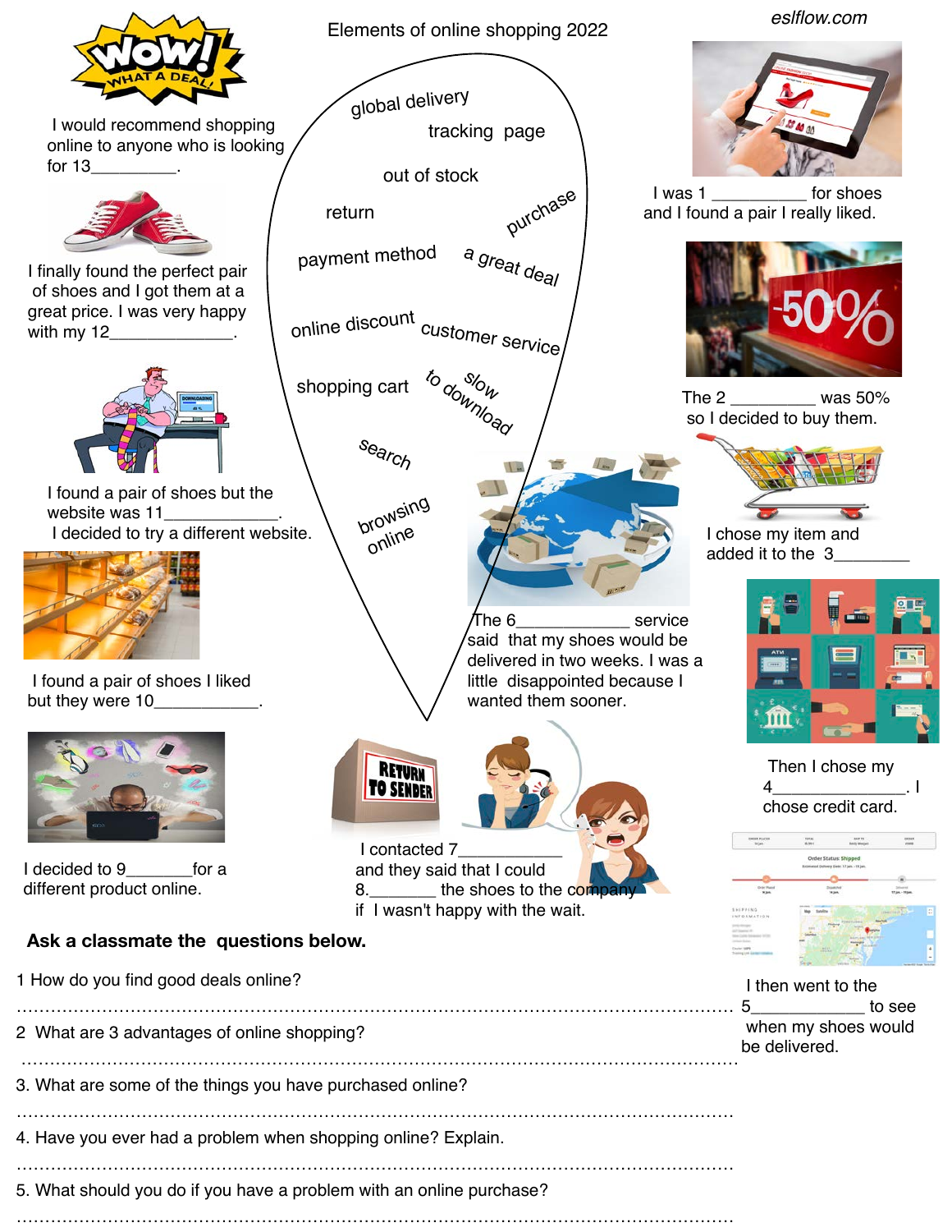# Elements of online shopping 2022

eslflow.com

global delivery
tracking page
out of stock
return
purchase
payment method
a great deal
online discount
customer service
shopping cart
slow to download
search
browsing online

I was 1 __________ for shoes and I found a pair I really liked.

The 2 __________ was 50% so I decided to buy them.

I chose my item and added it to the 3________

Then I chose my 4______________. I chose credit card.

I then went to the 5__________ to see when my shoes would be delivered.

The 6____________ service said that my shoes would be delivered in two weeks. I was a little disappointed because I wanted them sooner.

I contacted 7___________ and they said that I could 8._______ the shoes to the company if I wasn't happy with the wait.

I decided to 9_______for a different product online.

I found a pair of shoes I liked but they were 10___________.

I found a pair of shoes but the website was 11____________. I decided to try a different website.

I finally found the perfect pair of shoes and I got them at a great price. I was very happy with my 12_____________.

I would recommend shopping online to anyone who is looking for 13_________.

**Ask a classmate the questions below.**

1 How do you find good deals online?

........................................................................................................................

2 What are 3 advantages of online shopping?

........................................................................................................................

3. What are some of the things you have purchased online?

........................................................................................................................

4. Have you ever had a problem when shopping online? Explain.

........................................................................................................................

5. What should you do if you have a problem with an online purchase?

........................................................................................................................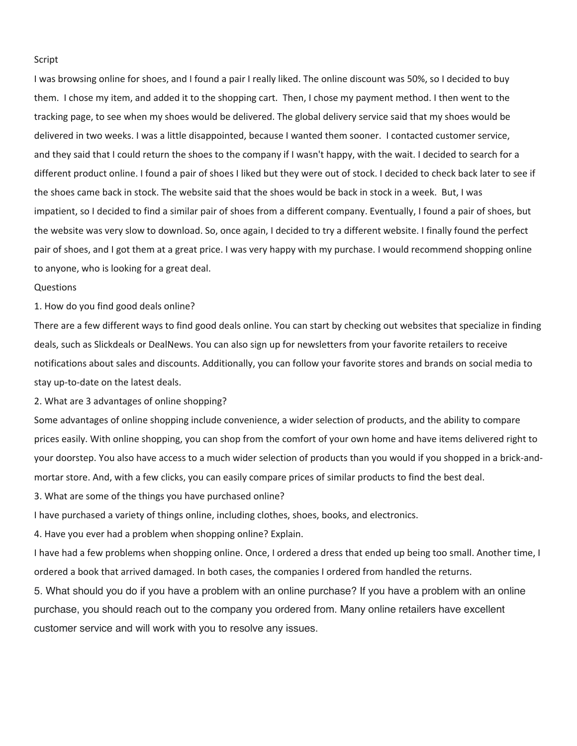Script

I was browsing online for shoes, and I found a pair I really liked. The online discount was 50%, so I decided to buy them. I chose my item, and added it to the shopping cart. Then, I chose my payment method. I then went to the tracking page, to see when my shoes would be delivered. The global delivery service said that my shoes would be delivered in two weeks. I was a little disappointed, because I wanted them sooner. I contacted customer service, and they said that I could return the shoes to the company if I wasn't happy, with the wait. I decided to search for a different product online. I found a pair of shoes I liked but they were out of stock. I decided to check back later to see if the shoes came back in stock. The website said that the shoes would be back in stock in a week. But, I was impatient, so I decided to find a similar pair of shoes from a different company. Eventually, I found a pair of shoes, but the website was very slow to download. So, once again, I decided to try a different website. I finally found the perfect pair of shoes, and I got them at a great price. I was very happy with my purchase. I would recommend shopping online to anyone, who is looking for a great deal.

Questions

1. How do you find good deals online?

There are a few different ways to find good deals online. You can start by checking out websites that specialize in finding deals, such as Slickdeals or DealNews. You can also sign up for newsletters from your favorite retailers to receive notifications about sales and discounts. Additionally, you can follow your favorite stores and brands on social media to stay up-to-date on the latest deals.

2. What are 3 advantages of online shopping?

Some advantages of online shopping include convenience, a wider selection of products, and the ability to compare prices easily. With online shopping, you can shop from the comfort of your own home and have items delivered right to your doorstep. You also have access to a much wider selection of products than you would if you shopped in a brick-and-mortar store. And, with a few clicks, you can easily compare prices of similar products to find the best deal.

3. What are some of the things you have purchased online?

I have purchased a variety of things online, including clothes, shoes, books, and electronics.

4. Have you ever had a problem when shopping online? Explain.

I have had a few problems when shopping online. Once, I ordered a dress that ended up being too small. Another time, I ordered a book that arrived damaged. In both cases, the companies I ordered from handled the returns.

5. What should you do if you have a problem with an online purchase? If you have a problem with an online purchase, you should reach out to the company you ordered from. Many online retailers have excellent customer service and will work with you to resolve any issues.